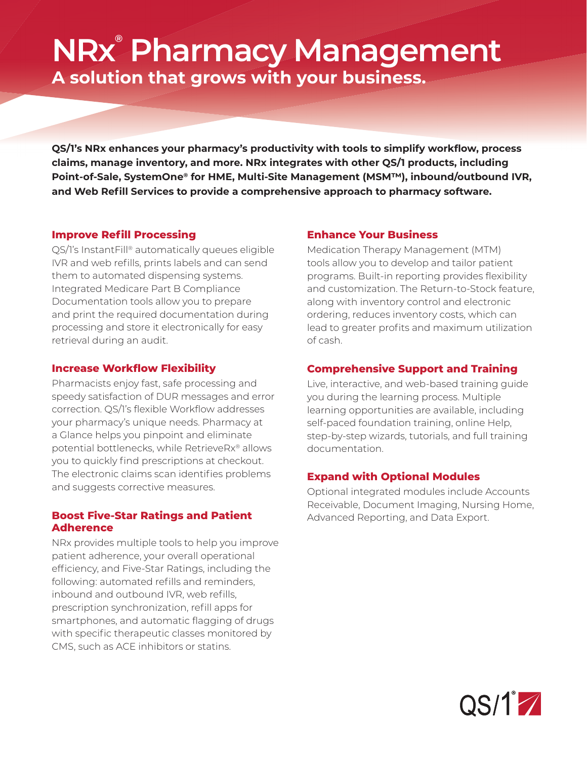# NRx® Pharmacy Management

## A solution that grows with your business.

**QS/1's NRx enhances your pharmacy's productivity with tools to simplify workflow, process claims, manage inventory, and more. NRx integrates with other QS/1 products, including Point-of-Sale, SystemOne® for HME, Multi-Site Management (MSM™), inbound/outbound IVR, and Web Refill Services to provide a comprehensive approach to pharmacy software.**

### Improve Refill Processing

QS/1's InstantFill® automatically queues eligible IVR and web refills, prints labels and can send them to automated dispensing systems. Integrated Medicare Part B Compliance Documentation tools allow you to prepare and print the required documentation during processing and store it electronically for easy retrieval during an audit.

### Increase Workflow Flexibility

Pharmacists enjoy fast, safe processing and speedy satisfaction of DUR messages and error correction. QS/1's flexible Workflow addresses your pharmacy's unique needs. Pharmacy at a Glance helps you pinpoint and eliminate potential bottlenecks, while RetrieveRx® allows you to quickly find prescriptions at checkout. The electronic claims scan identifies problems and suggests corrective measures.

### Boost Five-Star Ratings and Patient Adherence

NRx provides multiple tools to help you improve patient adherence, your overall operational efficiency, and Five-Star Ratings, including the following: automated refills and reminders, inbound and outbound IVR, web refills, prescription synchronization, refill apps for smartphones, and automatic flagging of drugs with specific therapeutic classes monitored by CMS, such as ACE inhibitors or statins.

### Enhance Your Business

Medication Therapy Management (MTM) tools allow you to develop and tailor patient programs. Built-in reporting provides flexibility and customization. The Return-to-Stock feature, along with inventory control and electronic ordering, reduces inventory costs, which can lead to greater profits and maximum utilization of cash.

### Comprehensive Support and Training

Live, interactive, and web-based training guide you during the learning process. Multiple learning opportunities are available, including self-paced foundation training, online Help, step-by-step wizards, tutorials, and full training documentation.

### Expand with Optional Modules

Optional integrated modules include Accounts Receivable, Document Imaging, Nursing Home, Advanced Reporting, and Data Export.

QS/1®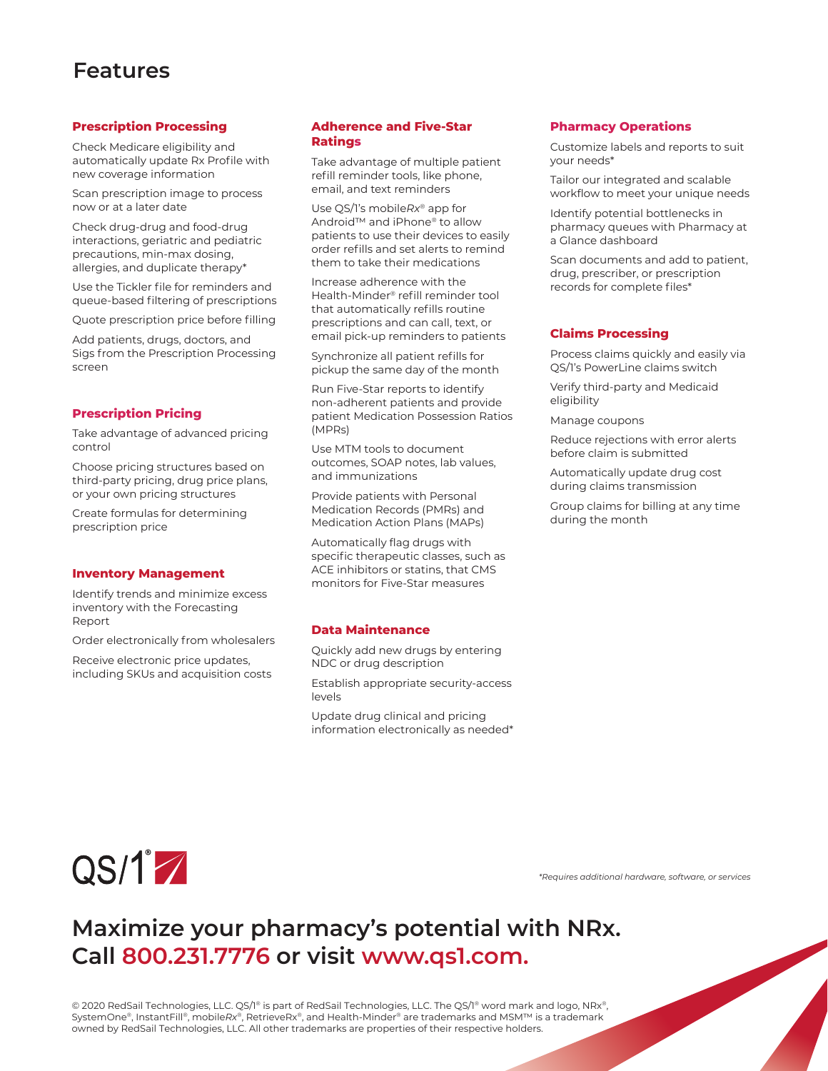# Features

## Prescription Processing

Check Medicare eligibility and automatically update Rx Profile with new coverage information

Scan prescription image to process now or at a later date

Check drug-drug and food-drug interactions, geriatric and pediatric precautions, min-max dosing, allergies, and duplicate therapy*

Use the Tickler file for reminders and queue-based filtering of prescriptions

Quote prescription price before filling

Add patients, drugs, doctors, and Sigs from the Prescription Processing screen

## Prescription Pricing

Take advantage of advanced pricing control

Choose pricing structures based on third-party pricing, drug price plans, or your own pricing structures

Create formulas for determining prescription price

## Inventory Management

Identify trends and minimize excess inventory with the Forecasting Report

Order electronically from wholesalers

Receive electronic price updates, including SKUs and acquisition costs

## Adherence and Five-Star Ratings

Take advantage of multiple patient refill reminder tools, like phone, email, and text reminders

Use QS/1's mobile*Rx*® app for Android™ and iPhone® to allow patients to use their devices to easily order refills and set alerts to remind them to take their medications

Increase adherence with the Health-Minder® refill reminder tool that automatically refills routine prescriptions and can call, text, or email pick-up reminders to patients

Synchronize all patient refills for pickup the same day of the month

Run Five-Star reports to identify non-adherent patients and provide patient Medication Possession Ratios (MPRs)

Use MTM tools to document outcomes, SOAP notes, lab values, and immunizations

Provide patients with Personal Medication Records (PMRs) and Medication Action Plans (MAPs)

Automatically flag drugs with specific therapeutic classes, such as ACE inhibitors or statins, that CMS monitors for Five-Star measures

## Data Maintenance

Quickly add new drugs by entering NDC or drug description

Establish appropriate security-access levels

Update drug clinical and pricing information electronically as needed*

## Pharmacy Operations

Customize labels and reports to suit your needs*

Tailor our integrated and scalable workflow to meet your unique needs

Identify potential bottlenecks in pharmacy queues with Pharmacy at a Glance dashboard

Scan documents and add to patient, drug, prescriber, or prescription records for complete files*

## Claims Processing

Process claims quickly and easily via QS/1's PowerLine claims switch

Verify third-party and Medicaid eligibility

Manage coupons

Reduce rejections with error alerts before claim is submitted

Automatically update drug cost during claims transmission

Group claims for billing at any time during the month

QS/1®

*\*Requires additional hardware, software, or services*

## Maximize your pharmacy's potential with NRx. Call 800.231.7776 or visit www.qs1.com.

© 2020 RedSail Technologies, LLC. QS/1® is part of RedSail Technologies, LLC. The QS/1® word mark and logo, NRx®, SystemOne®, InstantFill®, mobile*Rx*®, RetrieveRx®, and Health-Minder® are trademarks and MSM™ is a trademark owned by RedSail Technologies, LLC. All other trademarks are properties of their respective holders.